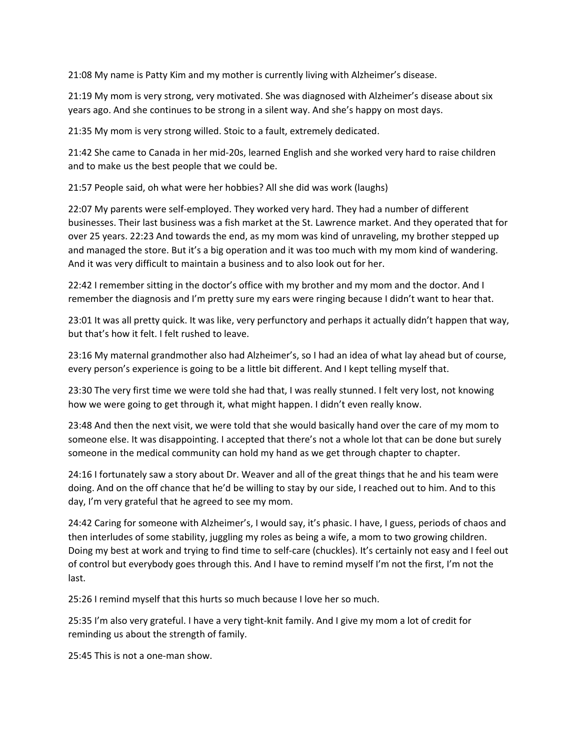21:08 My name is Patty Kim and my mother is currently living with Alzheimer's disease.

21:19 My mom is very strong, very motivated. She was diagnosed with Alzheimer's disease about six years ago. And she continues to be strong in a silent way. And she's happy on most days.

21:35 My mom is very strong willed. Stoic to a fault, extremely dedicated.

21:42 She came to Canada in her mid-20s, learned English and she worked very hard to raise children and to make us the best people that we could be.

21:57 People said, oh what were her hobbies? All she did was work (laughs)

22:07 My parents were self-employed. They worked very hard. They had a number of different businesses. Their last business was a fish market at the St. Lawrence market. And they operated that for over 25 years. 22:23 And towards the end, as my mom was kind of unraveling, my brother stepped up and managed the store. But it's a big operation and it was too much with my mom kind of wandering. And it was very difficult to maintain a business and to also look out for her.

22:42 I remember sitting in the doctor's office with my brother and my mom and the doctor. And I remember the diagnosis and I'm pretty sure my ears were ringing because I didn't want to hear that.

23:01 It was all pretty quick. It was like, very perfunctory and perhaps it actually didn't happen that way, but that's how it felt. I felt rushed to leave.

23:16 My maternal grandmother also had Alzheimer's, so I had an idea of what lay ahead but of course, every person's experience is going to be a little bit different. And I kept telling myself that.

23:30 The very first time we were told she had that, I was really stunned. I felt very lost, not knowing how we were going to get through it, what might happen. I didn't even really know.

23:48 And then the next visit, we were told that she would basically hand over the care of my mom to someone else. It was disappointing. I accepted that there's not a whole lot that can be done but surely someone in the medical community can hold my hand as we get through chapter to chapter.

24:16 I fortunately saw a story about Dr. Weaver and all of the great things that he and his team were doing. And on the off chance that he'd be willing to stay by our side, I reached out to him. And to this day, I'm very grateful that he agreed to see my mom.

24:42 Caring for someone with Alzheimer's, I would say, it's phasic. I have, I guess, periods of chaos and then interludes of some stability, juggling my roles as being a wife, a mom to two growing children. Doing my best at work and trying to find time to self-care (chuckles). It's certainly not easy and I feel out of control but everybody goes through this. And I have to remind myself I'm not the first, I'm not the last.

25:26 I remind myself that this hurts so much because I love her so much.

25:35 I'm also very grateful. I have a very tight-knit family. And I give my mom a lot of credit for reminding us about the strength of family.

25:45 This is not a one-man show.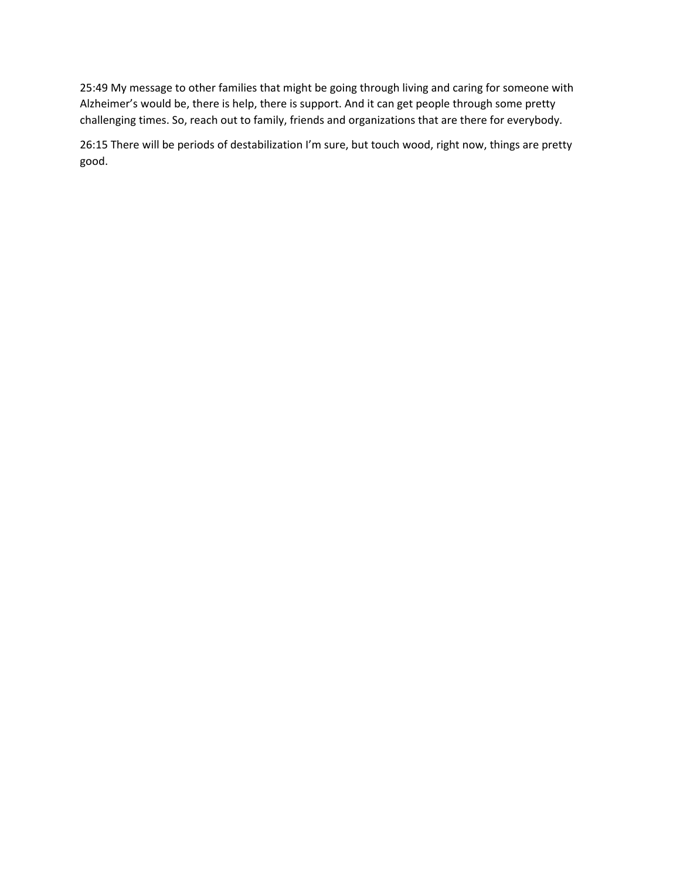25:49 My message to other families that might be going through living and caring for someone with Alzheimer's would be, there is help, there is support. And it can get people through some pretty challenging times. So, reach out to family, friends and organizations that are there for everybody.

26:15 There will be periods of destabilization I'm sure, but touch wood, right now, things are pretty good.